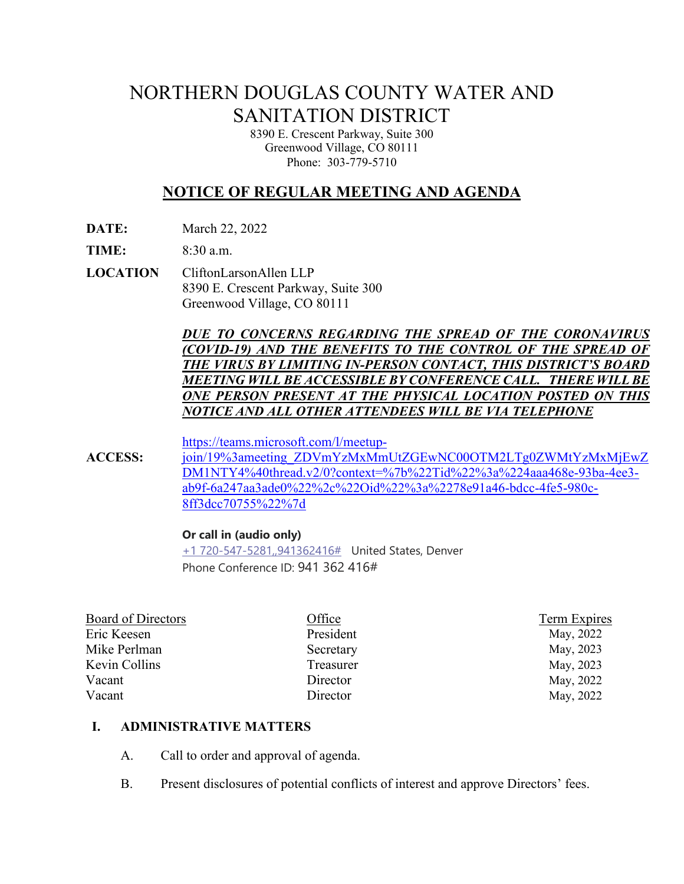# NORTHERN DOUGLAS COUNTY WATER AND SANITATION DISTRICT

8390 E. Crescent Parkway, Suite 300
Greenwood Village, CO 80111
Phone: 303-779-5710

## NOTICE OF REGULAR MEETING AND AGENDA

**DATE:** March 22, 2022

**TIME:** 8:30 a.m.

**LOCATION** CliftonLarsonAllen LLP
8390 E. Crescent Parkway, Suite 300
Greenwood Village, CO 80111

***DUE TO CONCERNS REGARDING THE SPREAD OF THE CORONAVIRUS (COVID-19) AND THE BENEFITS TO THE CONTROL OF THE SPREAD OF THE VIRUS BY LIMITING IN-PERSON CONTACT, THIS DISTRICT'S BOARD MEETING WILL BE ACCESSIBLE BY CONFERENCE CALL. THERE WILL BE ONE PERSON PRESENT AT THE PHYSICAL LOCATION POSTED ON THIS NOTICE AND ALL OTHER ATTENDEES WILL BE VIA TELEPHONE***

**ACCESS:** https://teams.microsoft.com/l/meetup-join/19%3ameeting_ZDVmYzMxMmUtZGEwNC00OTM2LTg0ZWMtYzMxMjEwZDM1NTY4%40thread.v2/0?context=%7b%22Tid%22%3a%224aaa468e-93ba-4ee3-ab9f-6a247aa3ade0%22%2c%22Oid%22%3a%2278e91a46-bdcc-4fe5-980c-8ff3dcc70755%22%7d

**Or call in (audio only)**
+1 720-547-5281,,941362416# United States, Denver
Phone Conference ID: 941 362 416#

| Board of Directors | Office | Term Expires |
|---|---|---|
| Eric Keesen | President | May, 2022 |
| Mike Perlman | Secretary | May, 2023 |
| Kevin Collins | Treasurer | May, 2023 |
| Vacant | Director | May, 2022 |
| Vacant | Director | May, 2022 |

## I. ADMINISTRATIVE MATTERS

A. Call to order and approval of agenda.

B. Present disclosures of potential conflicts of interest and approve Directors' fees.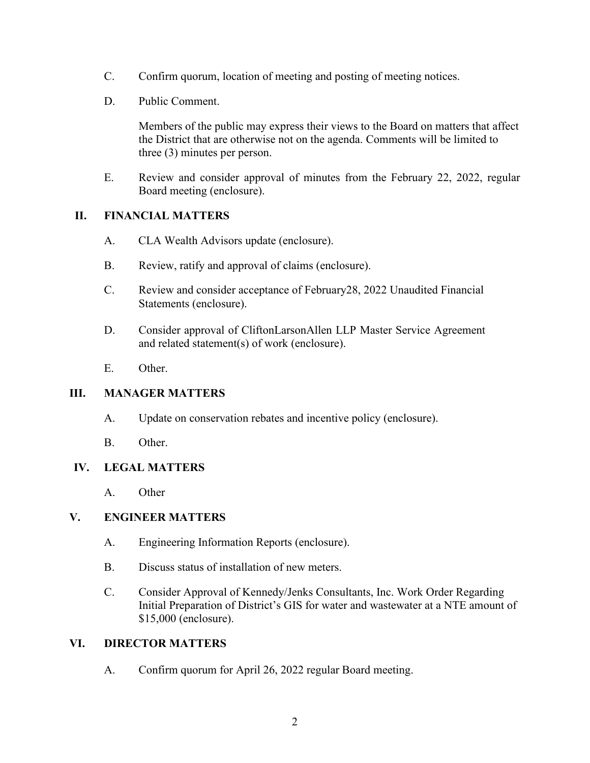C. Confirm quorum, location of meeting and posting of meeting notices.

D. Public Comment.

Members of the public may express their views to the Board on matters that affect the District that are otherwise not on the agenda. Comments will be limited to three (3) minutes per person.

E. Review and consider approval of minutes from the February 22, 2022, regular Board meeting (enclosure).

## II. FINANCIAL MATTERS

A. CLA Wealth Advisors update (enclosure).

B. Review, ratify and approval of claims (enclosure).

C. Review and consider acceptance of February28, 2022 Unaudited Financial Statements (enclosure).

D. Consider approval of CliftonLarsonAllen LLP Master Service Agreement and related statement(s) of work (enclosure).

E. Other.

## III. MANAGER MATTERS

A. Update on conservation rebates and incentive policy (enclosure).

B. Other.

## IV. LEGAL MATTERS

A. Other

## V. ENGINEER MATTERS

A. Engineering Information Reports (enclosure).

B. Discuss status of installation of new meters.

C. Consider Approval of Kennedy/Jenks Consultants, Inc. Work Order Regarding Initial Preparation of District's GIS for water and wastewater at a NTE amount of $15,000 (enclosure).

## VI. DIRECTOR MATTERS

A. Confirm quorum for April 26, 2022 regular Board meeting.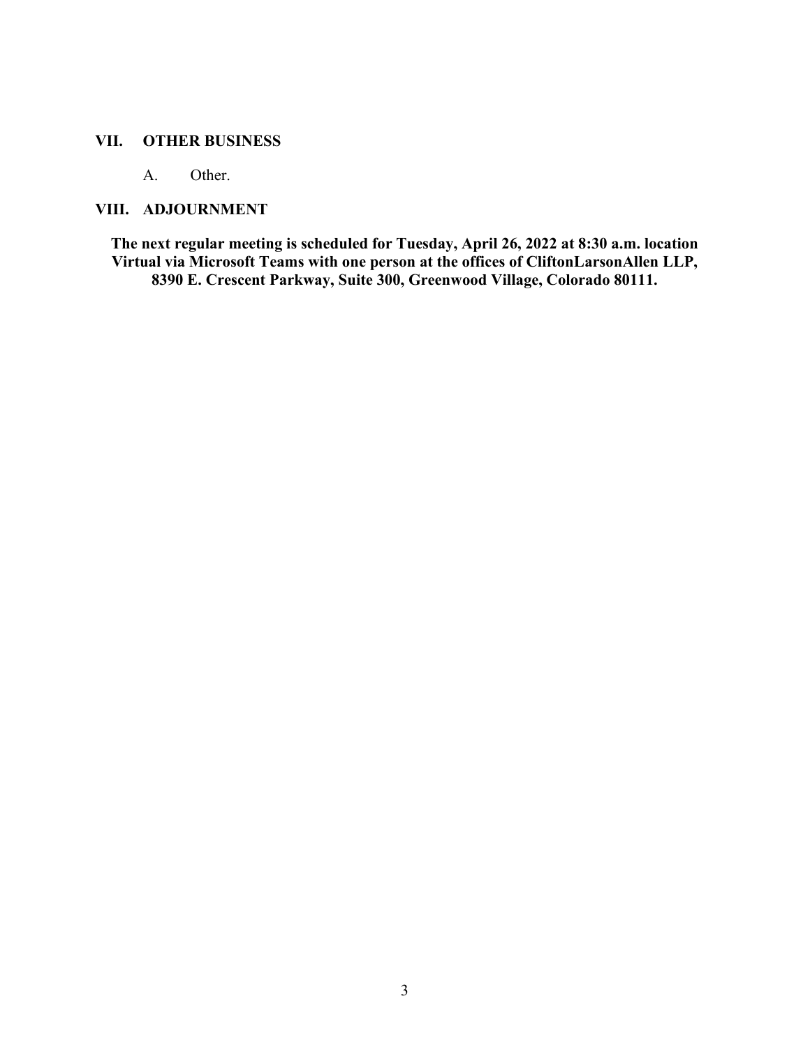## VII. OTHER BUSINESS

A. Other.

## VIII. ADJOURNMENT

**The next regular meeting is scheduled for Tuesday, April 26, 2022 at 8:30 a.m. location Virtual via Microsoft Teams with one person at the offices of CliftonLarsonAllen LLP, 8390 E. Crescent Parkway, Suite 300, Greenwood Village, Colorado 80111.**